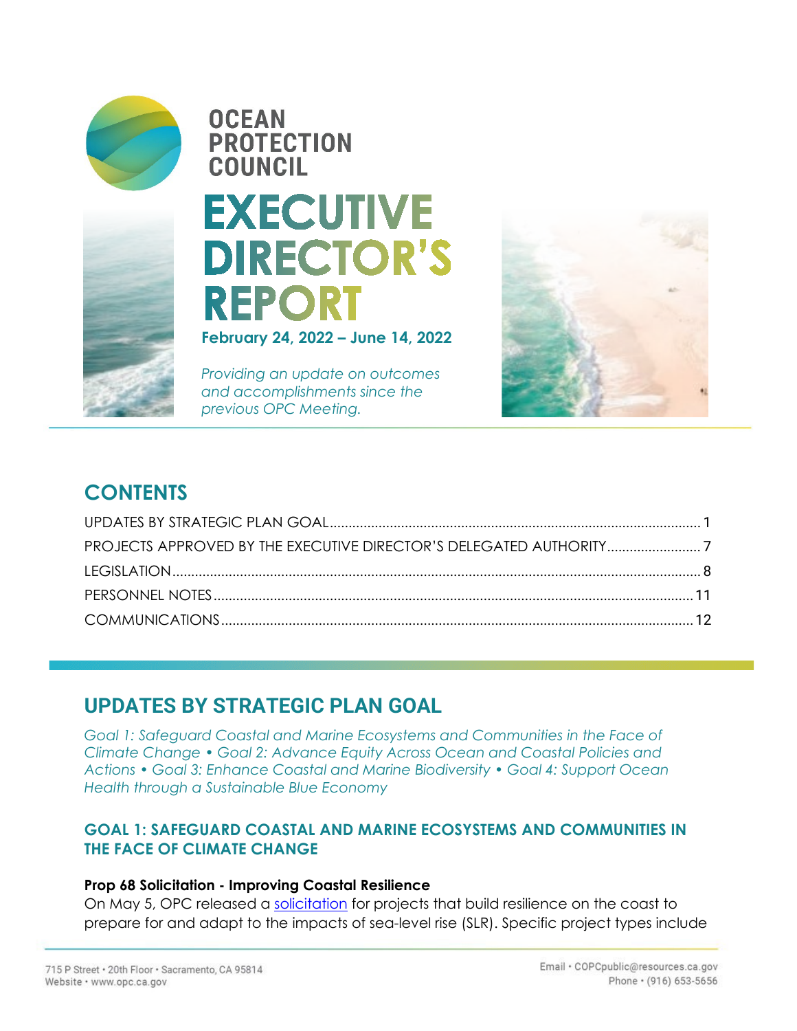# OCEAN PROTECTION COUNCIL

# EXECUTIVE DIRECTOR'S REPORT

**February 24, 2022 – June 14, 2022**

*Providing an update on outcomes and accomplishments since the previous OPC Meeting.*

## CONTENTS

UPDATES BY STRATEGIC PLAN GOAL .......... 1
PROJECTS APPROVED BY THE EXECUTIVE DIRECTOR'S DELEGATED AUTHORITY .......... 7
LEGISLATION .......... 8
PERSONNEL NOTES .......... 11
COMMUNICATIONS .......... 12

## UPDATES BY STRATEGIC PLAN GOAL

*Goal 1: Safeguard Coastal and Marine Ecosystems and Communities in the Face of Climate Change • Goal 2: Advance Equity Across Ocean and Coastal Policies and Actions • Goal 3: Enhance Coastal and Marine Biodiversity • Goal 4: Support Ocean Health through a Sustainable Blue Economy*

### GOAL 1: SAFEGUARD COASTAL AND MARINE ECOSYSTEMS AND COMMUNITIES IN THE FACE OF CLIMATE CHANGE

**Prop 68 Solicitation - Improving Coastal Resilience**

On May 5, OPC released a solicitation for projects that build resilience on the coast to prepare for and adapt to the impacts of sea-level rise (SLR). Specific project types include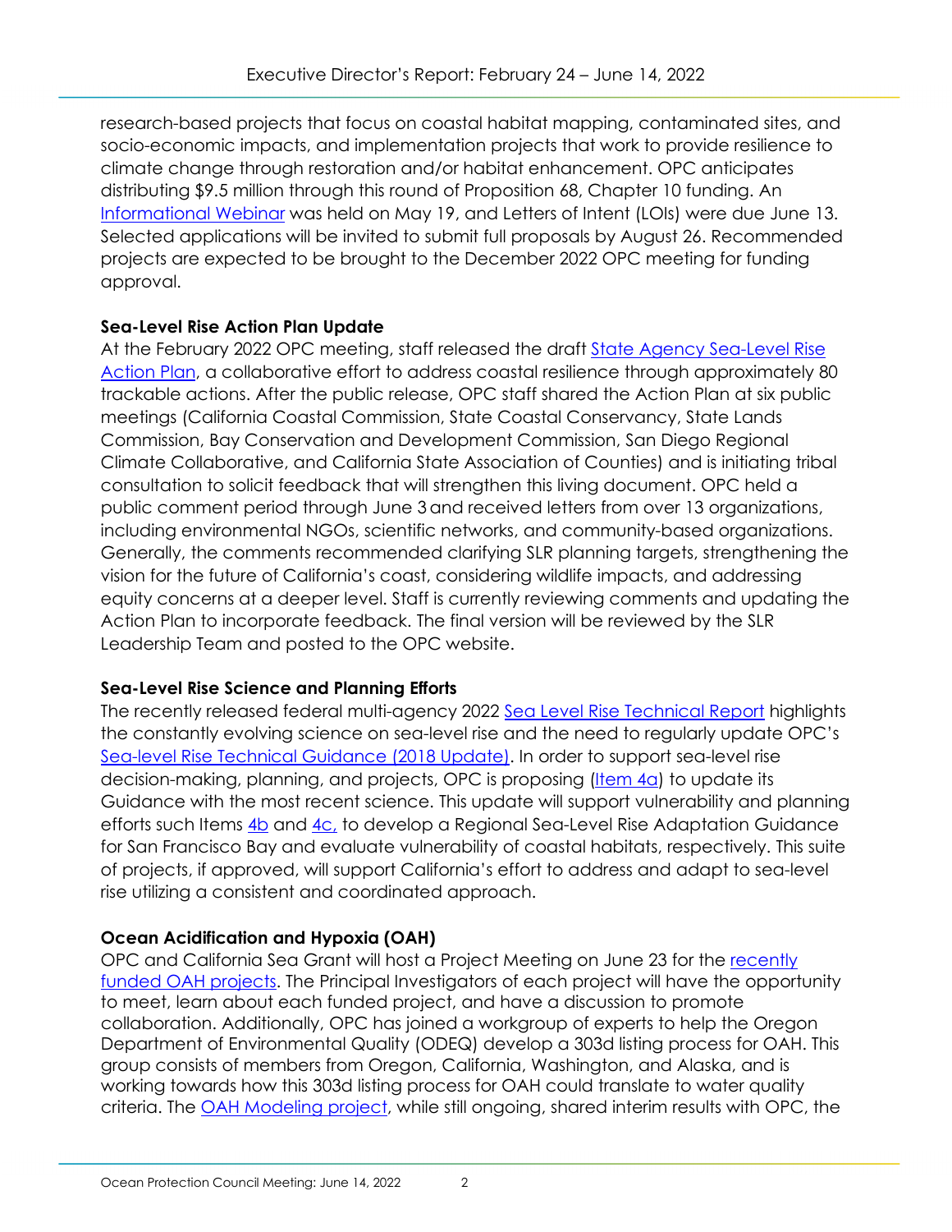research-based projects that focus on coastal habitat mapping, contaminated sites, and socio-economic impacts, and implementation projects that work to provide resilience to climate change through restoration and/or habitat enhancement. OPC anticipates distributing $9.5 million through this round of Proposition 68, Chapter 10 funding. An Informational Webinar was held on May 19, and Letters of Intent (LOIs) were due June 13. Selected applications will be invited to submit full proposals by August 26. Recommended projects are expected to be brought to the December 2022 OPC meeting for funding approval.

**Sea-Level Rise Action Plan Update**

At the February 2022 OPC meeting, staff released the draft State Agency Sea-Level Rise Action Plan, a collaborative effort to address coastal resilience through approximately 80 trackable actions. After the public release, OPC staff shared the Action Plan at six public meetings (California Coastal Commission, State Coastal Conservancy, State Lands Commission, Bay Conservation and Development Commission, San Diego Regional Climate Collaborative, and California State Association of Counties) and is initiating tribal consultation to solicit feedback that will strengthen this living document. OPC held a public comment period through June 3 and received letters from over 13 organizations, including environmental NGOs, scientific networks, and community-based organizations. Generally, the comments recommended clarifying SLR planning targets, strengthening the vision for the future of California's coast, considering wildlife impacts, and addressing equity concerns at a deeper level. Staff is currently reviewing comments and updating the Action Plan to incorporate feedback. The final version will be reviewed by the SLR Leadership Team and posted to the OPC website.

**Sea-Level Rise Science and Planning Efforts**

The recently released federal multi-agency 2022 Sea Level Rise Technical Report highlights the constantly evolving science on sea-level rise and the need to regularly update OPC's Sea-level Rise Technical Guidance (2018 Update). In order to support sea-level rise decision-making, planning, and projects, OPC is proposing (Item 4a) to update its Guidance with the most recent science. This update will support vulnerability and planning efforts such Items 4b and 4c, to develop a Regional Sea-Level Rise Adaptation Guidance for San Francisco Bay and evaluate vulnerability of coastal habitats, respectively. This suite of projects, if approved, will support California's effort to address and adapt to sea-level rise utilizing a consistent and coordinated approach.

**Ocean Acidification and Hypoxia (OAH)**

OPC and California Sea Grant will host a Project Meeting on June 23 for the recently funded OAH projects. The Principal Investigators of each project will have the opportunity to meet, learn about each funded project, and have a discussion to promote collaboration. Additionally, OPC has joined a workgroup of experts to help the Oregon Department of Environmental Quality (ODEQ) develop a 303d listing process for OAH. This group consists of members from Oregon, California, Washington, and Alaska, and is working towards how this 303d listing process for OAH could translate to water quality criteria. The OAH Modeling project, while still ongoing, shared interim results with OPC, the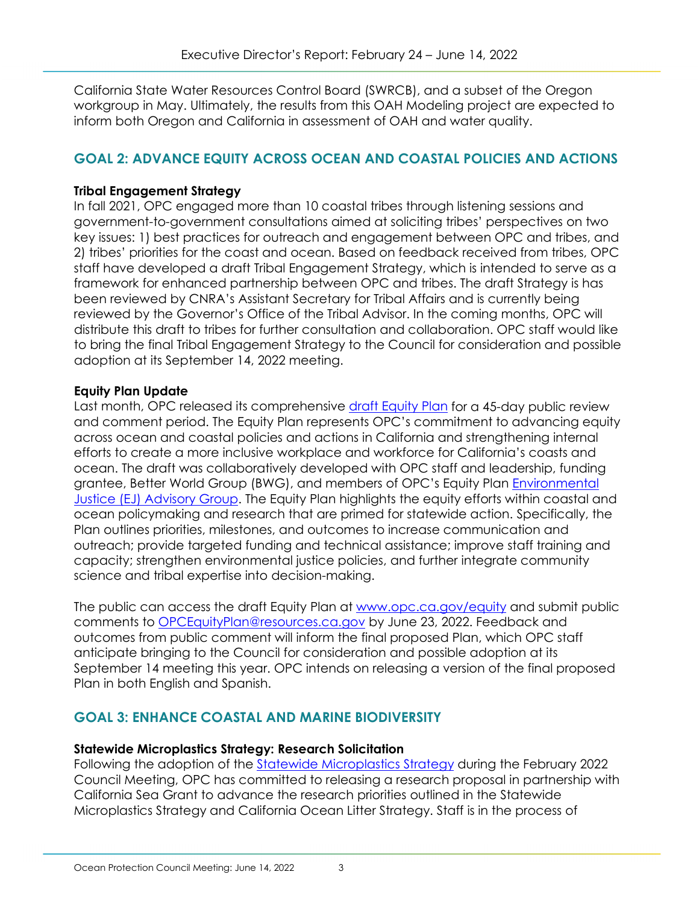California State Water Resources Control Board (SWRCB), and a subset of the Oregon workgroup in May. Ultimately, the results from this OAH Modeling project are expected to inform both Oregon and California in assessment of OAH and water quality.

## GOAL 2: ADVANCE EQUITY ACROSS OCEAN AND COASTAL POLICIES AND ACTIONS

**Tribal Engagement Strategy**

In fall 2021, OPC engaged more than 10 coastal tribes through listening sessions and government-to-government consultations aimed at soliciting tribes' perspectives on two key issues: 1) best practices for outreach and engagement between OPC and tribes, and 2) tribes' priorities for the coast and ocean. Based on feedback received from tribes, OPC staff have developed a draft Tribal Engagement Strategy, which is intended to serve as a framework for enhanced partnership between OPC and tribes. The draft Strategy is has been reviewed by CNRA's Assistant Secretary for Tribal Affairs and is currently being reviewed by the Governor's Office of the Tribal Advisor. In the coming months, OPC will distribute this draft to tribes for further consultation and collaboration. OPC staff would like to bring the final Tribal Engagement Strategy to the Council for consideration and possible adoption at its September 14, 2022 meeting.

**Equity Plan Update**

Last month, OPC released its comprehensive draft Equity Plan for a 45-day public review and comment period. The Equity Plan represents OPC's commitment to advancing equity across ocean and coastal policies and actions in California and strengthening internal efforts to create a more inclusive workplace and workforce for California's coasts and ocean. The draft was collaboratively developed with OPC staff and leadership, funding grantee, Better World Group (BWG), and members of OPC's Equity Plan Environmental Justice (EJ) Advisory Group. The Equity Plan highlights the equity efforts within coastal and ocean policymaking and research that are primed for statewide action. Specifically, the Plan outlines priorities, milestones, and outcomes to increase communication and outreach; provide targeted funding and technical assistance; improve staff training and capacity; strengthen environmental justice policies, and further integrate community science and tribal expertise into decision-making.

The public can access the draft Equity Plan at www.opc.ca.gov/equity and submit public comments to OPCEquityPlan@resources.ca.gov by June 23, 2022. Feedback and outcomes from public comment will inform the final proposed Plan, which OPC staff anticipate bringing to the Council for consideration and possible adoption at its September 14 meeting this year. OPC intends on releasing a version of the final proposed Plan in both English and Spanish.

## GOAL 3: ENHANCE COASTAL AND MARINE BIODIVERSITY

**Statewide Microplastics Strategy: Research Solicitation**

Following the adoption of the Statewide Microplastics Strategy during the February 2022 Council Meeting, OPC has committed to releasing a research proposal in partnership with California Sea Grant to advance the research priorities outlined in the Statewide Microplastics Strategy and California Ocean Litter Strategy. Staff is in the process of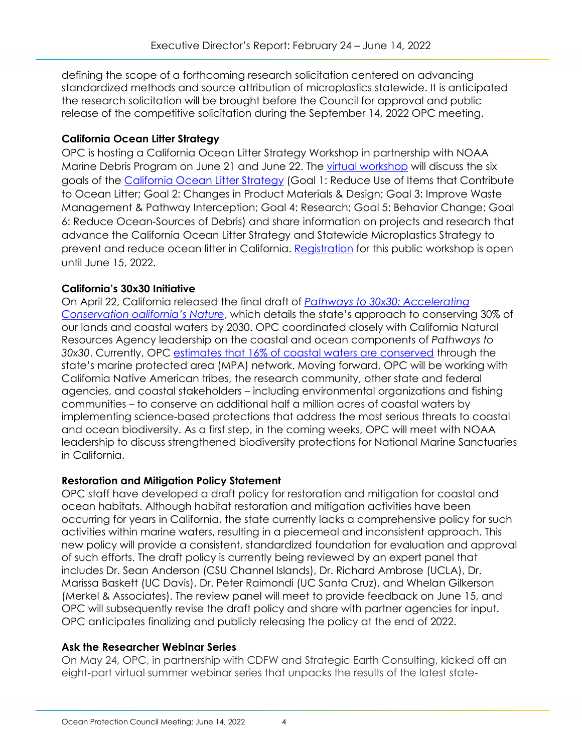defining the scope of a forthcoming research solicitation centered on advancing standardized methods and source attribution of microplastics statewide. It is anticipated the research solicitation will be brought before the Council for approval and public release of the competitive solicitation during the September 14, 2022 OPC meeting.

### California Ocean Litter Strategy

OPC is hosting a California Ocean Litter Strategy Workshop in partnership with NOAA Marine Debris Program on June 21 and June 22. The virtual workshop will discuss the six goals of the California Ocean Litter Strategy (Goal 1: Reduce Use of Items that Contribute to Ocean Litter; Goal 2: Changes in Product Materials & Design; Goal 3: Improve Waste Management & Pathway Interception; Goal 4: Research; Goal 5: Behavior Change; Goal 6: Reduce Ocean-Sources of Debris) and share information on projects and research that advance the California Ocean Litter Strategy and Statewide Microplastics Strategy to prevent and reduce ocean litter in California. Registration for this public workshop is open until June 15, 2022.

### California's 30x30 Initiative

On April 22, California released the final draft of *Pathways to 30x30: Accelerating Conservation oalifornia's Nature*, which details the state's approach to conserving 30% of our lands and coastal waters by 2030. OPC coordinated closely with California Natural Resources Agency leadership on the coastal and ocean components of *Pathways to 30x30*. Currently, OPC estimates that 16% of coastal waters are conserved through the state's marine protected area (MPA) network. Moving forward, OPC will be working with California Native American tribes, the research community, other state and federal agencies, and coastal stakeholders – including environmental organizations and fishing communities – to conserve an additional half a million acres of coastal waters by implementing science-based protections that address the most serious threats to coastal and ocean biodiversity. As a first step, in the coming weeks, OPC will meet with NOAA leadership to discuss strengthened biodiversity protections for National Marine Sanctuaries in California.

### Restoration and Mitigation Policy Statement

OPC staff have developed a draft policy for restoration and mitigation for coastal and ocean habitats. Although habitat restoration and mitigation activities have been occurring for years in California, the state currently lacks a comprehensive policy for such activities within marine waters, resulting in a piecemeal and inconsistent approach. This new policy will provide a consistent, standardized foundation for evaluation and approval of such efforts. The draft policy is currently being reviewed by an expert panel that includes Dr. Sean Anderson (CSU Channel Islands), Dr. Richard Ambrose (UCLA), Dr. Marissa Baskett (UC Davis), Dr. Peter Raimondi (UC Santa Cruz), and Whelan Gilkerson (Merkel & Associates). The review panel will meet to provide feedback on June 15, and OPC will subsequently revise the draft policy and share with partner agencies for input. OPC anticipates finalizing and publicly releasing the policy at the end of 2022.

### Ask the Researcher Webinar Series

On May 24, OPC, in partnership with CDFW and Strategic Earth Consulting, kicked off an eight-part virtual summer webinar series that unpacks the results of the latest state-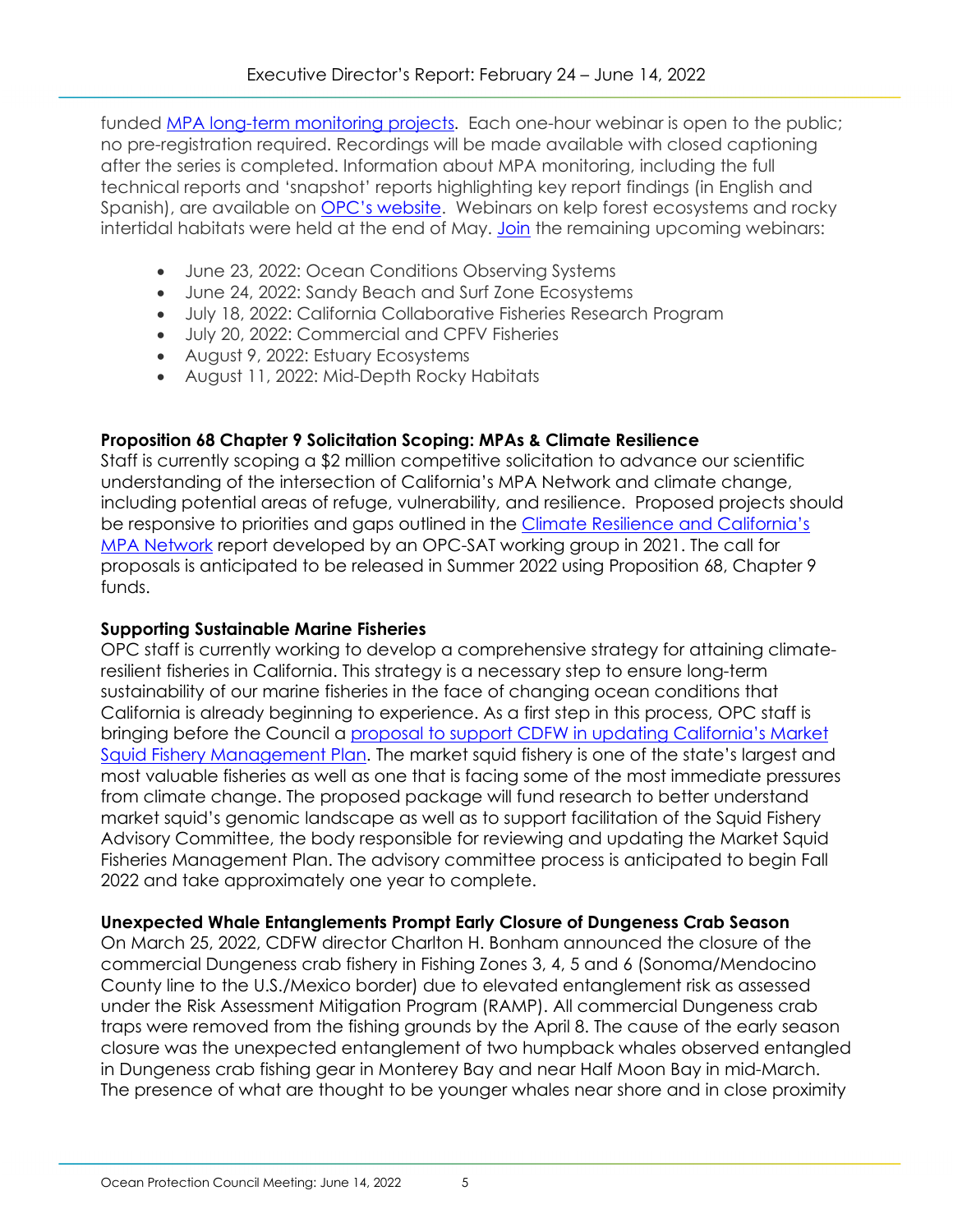funded [MPA long-term monitoring projects](). Each one-hour webinar is open to the public; no pre-registration required. Recordings will be made available with closed captioning after the series is completed. Information about MPA monitoring, including the full technical reports and 'snapshot' reports highlighting key report findings (in English and Spanish), are available on [OPC's website](). Webinars on kelp forest ecosystems and rocky intertidal habitats were held at the end of May. [Join]() the remaining upcoming webinars:

- June 23, 2022: Ocean Conditions Observing Systems
- June 24, 2022: Sandy Beach and Surf Zone Ecosystems
- July 18, 2022: California Collaborative Fisheries Research Program
- July 20, 2022: Commercial and CPFV Fisheries
- August 9, 2022: Estuary Ecosystems
- August 11, 2022: Mid-Depth Rocky Habitats

**Proposition 68 Chapter 9 Solicitation Scoping: MPAs & Climate Resilience**

Staff is currently scoping a $2 million competitive solicitation to advance our scientific understanding of the intersection of California's MPA Network and climate change, including potential areas of refuge, vulnerability, and resilience. Proposed projects should be responsive to priorities and gaps outlined in the [Climate Resilience and California's MPA Network]() report developed by an OPC-SAT working group in 2021. The call for proposals is anticipated to be released in Summer 2022 using Proposition 68, Chapter 9 funds.

**Supporting Sustainable Marine Fisheries**

OPC staff is currently working to develop a comprehensive strategy for attaining climate-resilient fisheries in California. This strategy is a necessary step to ensure long-term sustainability of our marine fisheries in the face of changing ocean conditions that California is already beginning to experience. As a first step in this process, OPC staff is bringing before the Council a [proposal to support CDFW in updating California's Market Squid Fishery Management Plan](). The market squid fishery is one of the state's largest and most valuable fisheries as well as one that is facing some of the most immediate pressures from climate change. The proposed package will fund research to better understand market squid's genomic landscape as well as to support facilitation of the Squid Fishery Advisory Committee, the body responsible for reviewing and updating the Market Squid Fisheries Management Plan. The advisory committee process is anticipated to begin Fall 2022 and take approximately one year to complete.

**Unexpected Whale Entanglements Prompt Early Closure of Dungeness Crab Season**

On March 25, 2022, CDFW director Charlton H. Bonham announced the closure of the commercial Dungeness crab fishery in Fishing Zones 3, 4, 5 and 6 (Sonoma/Mendocino County line to the U.S./Mexico border) due to elevated entanglement risk as assessed under the Risk Assessment Mitigation Program (RAMP). All commercial Dungeness crab traps were removed from the fishing grounds by the April 8. The cause of the early season closure was the unexpected entanglement of two humpback whales observed entangled in Dungeness crab fishing gear in Monterey Bay and near Half Moon Bay in mid-March. The presence of what are thought to be younger whales near shore and in close proximity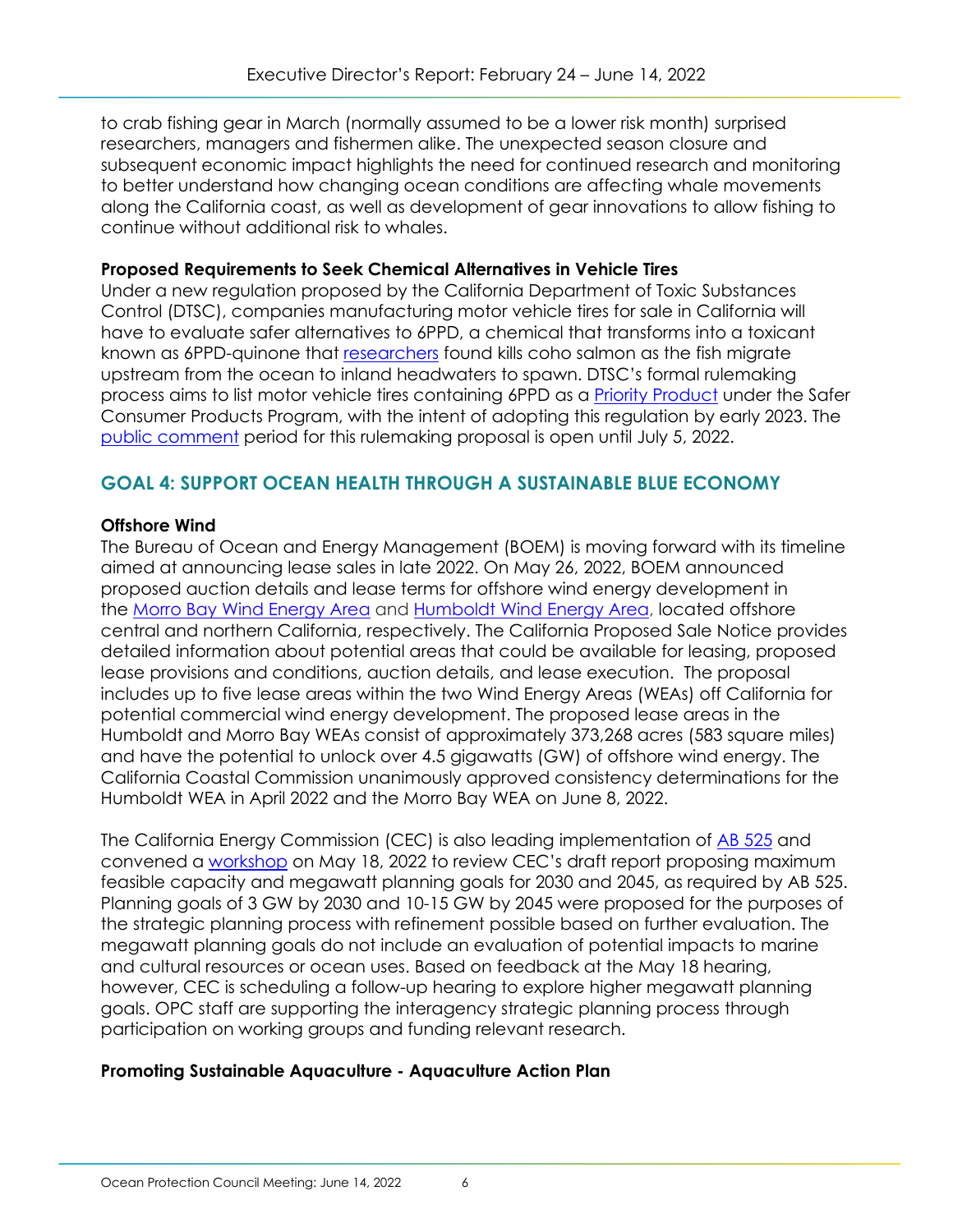to crab fishing gear in March (normally assumed to be a lower risk month) surprised researchers, managers and fishermen alike. The unexpected season closure and subsequent economic impact highlights the need for continued research and monitoring to better understand how changing ocean conditions are affecting whale movements along the California coast, as well as development of gear innovations to allow fishing to continue without additional risk to whales.

**Proposed Requirements to Seek Chemical Alternatives in Vehicle Tires**

Under a new regulation proposed by the California Department of Toxic Substances Control (DTSC), companies manufacturing motor vehicle tires for sale in California will have to evaluate safer alternatives to 6PPD, a chemical that transforms into a toxicant known as 6PPD-quinone that researchers found kills coho salmon as the fish migrate upstream from the ocean to inland headwaters to spawn. DTSC's formal rulemaking process aims to list motor vehicle tires containing 6PPD as a Priority Product under the Safer Consumer Products Program, with the intent of adopting this regulation by early 2023. The public comment period for this rulemaking proposal is open until July 5, 2022.

## GOAL 4: SUPPORT OCEAN HEALTH THROUGH A SUSTAINABLE BLUE ECONOMY

**Offshore Wind**

The Bureau of Ocean and Energy Management (BOEM) is moving forward with its timeline aimed at announcing lease sales in late 2022. On May 26, 2022, BOEM announced proposed auction details and lease terms for offshore wind energy development in the Morro Bay Wind Energy Area and Humboldt Wind Energy Area, located offshore central and northern California, respectively. The California Proposed Sale Notice provides detailed information about potential areas that could be available for leasing, proposed lease provisions and conditions, auction details, and lease execution. The proposal includes up to five lease areas within the two Wind Energy Areas (WEAs) off California for potential commercial wind energy development. The proposed lease areas in the Humboldt and Morro Bay WEAs consist of approximately 373,268 acres (583 square miles) and have the potential to unlock over 4.5 gigawatts (GW) of offshore wind energy. The California Coastal Commission unanimously approved consistency determinations for the Humboldt WEA in April 2022 and the Morro Bay WEA on June 8, 2022.

The California Energy Commission (CEC) is also leading implementation of AB 525 and convened a workshop on May 18, 2022 to review CEC's draft report proposing maximum feasible capacity and megawatt planning goals for 2030 and 2045, as required by AB 525. Planning goals of 3 GW by 2030 and 10-15 GW by 2045 were proposed for the purposes of the strategic planning process with refinement possible based on further evaluation. The megawatt planning goals do not include an evaluation of potential impacts to marine and cultural resources or ocean uses. Based on feedback at the May 18 hearing, however, CEC is scheduling a follow-up hearing to explore higher megawatt planning goals. OPC staff are supporting the interagency strategic planning process through participation on working groups and funding relevant research.

**Promoting Sustainable Aquaculture - Aquaculture Action Plan**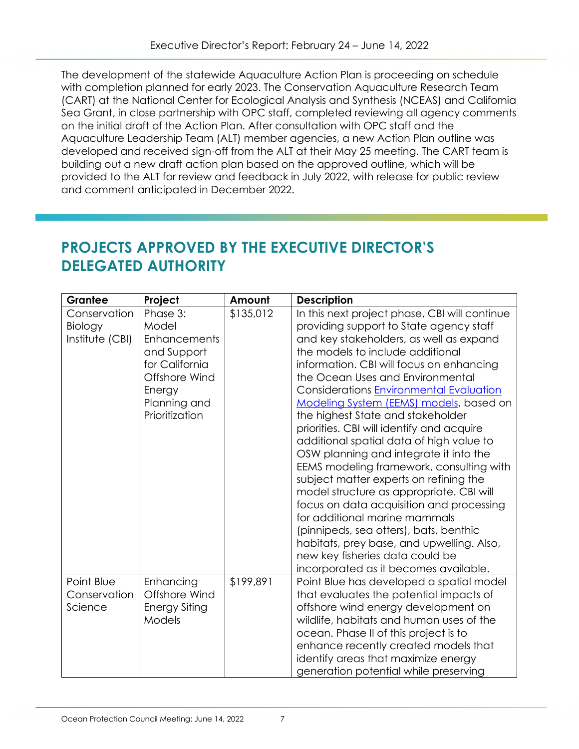The development of the statewide Aquaculture Action Plan is proceeding on schedule with completion planned for early 2023. The Conservation Aquaculture Research Team (CART) at the National Center for Ecological Analysis and Synthesis (NCEAS) and California Sea Grant, in close partnership with OPC staff, completed reviewing all agency comments on the initial draft of the Action Plan. After consultation with OPC staff and the Aquaculture Leadership Team (ALT) member agencies, a new Action Plan outline was developed and received sign-off from the ALT at their May 25 meeting. The CART team is building out a new draft action plan based on the approved outline, which will be provided to the ALT for review and feedback in July 2022, with release for public review and comment anticipated in December 2022.

## PROJECTS APPROVED BY THE EXECUTIVE DIRECTOR'S DELEGATED AUTHORITY

| Grantee | Project | Amount | Description |
|---|---|---|---|
| Conservation Biology Institute (CBI) | Phase 3: Model Enhancements and Support for California Offshore Wind Energy Planning and Prioritization | $135,012 | In this next project phase, CBI will continue providing support to State agency staff and key stakeholders, as well as expand the models to include additional information. CBI will focus on enhancing the Ocean Uses and Environmental Considerations [Environmental Evaluation Modeling System (EEMS) models](), based on the highest State and stakeholder priorities. CBI will identify and acquire additional spatial data of high value to OSW planning and integrate it into the EEMS modeling framework, consulting with subject matter experts on refining the model structure as appropriate. CBI will focus on data acquisition and processing for additional marine mammals (pinnipeds, sea otters), bats, benthic habitats, prey base, and upwelling. Also, new key fisheries data could be incorporated as it becomes available. |
| Point Blue Conservation Science | Enhancing Offshore Wind Energy Siting Models | $199,891 | Point Blue has developed a spatial model that evaluates the potential impacts of offshore wind energy development on wildlife, habitats and human uses of the ocean. Phase II of this project is to enhance recently created models that identify areas that maximize energy generation potential while preserving |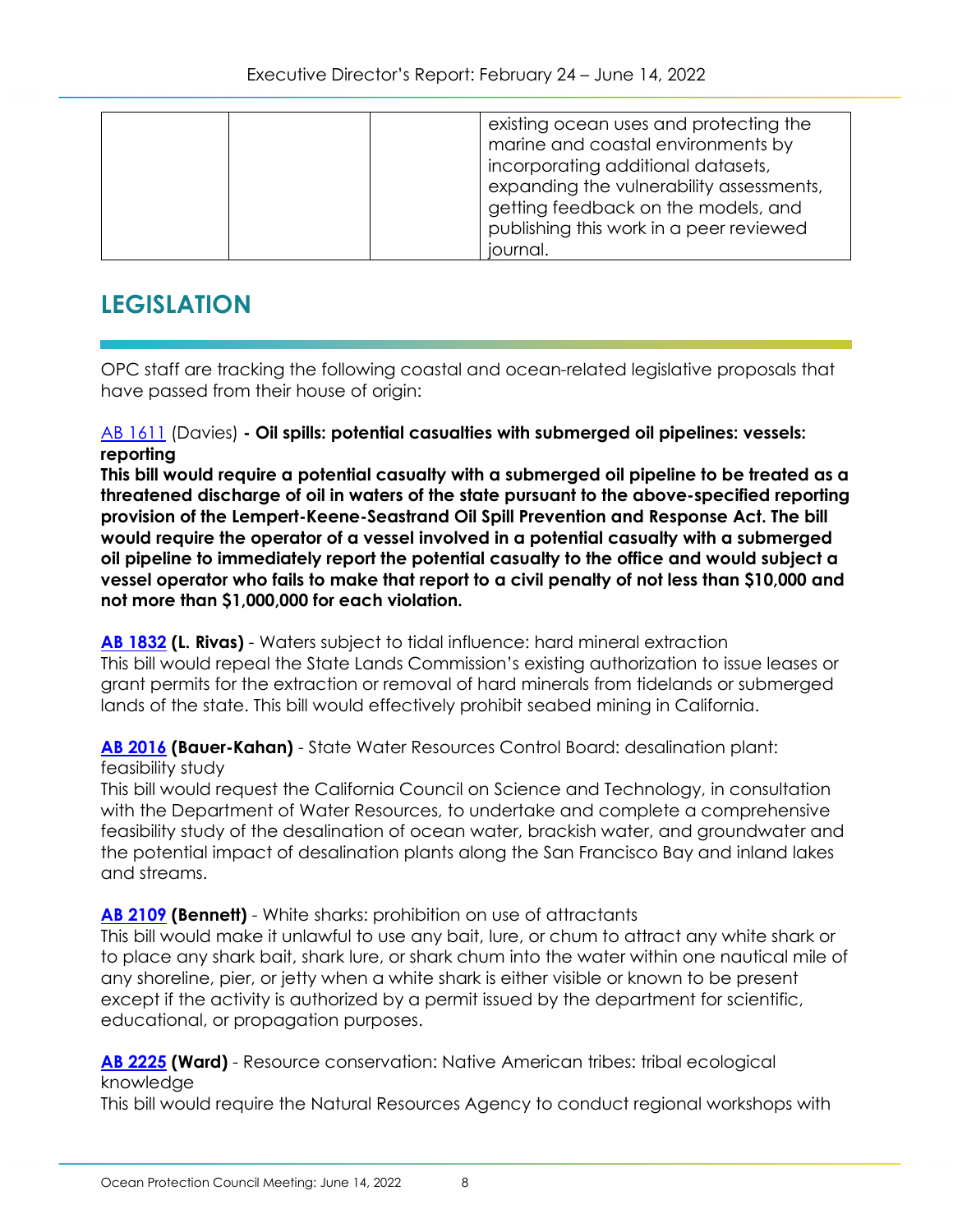| | | | existing ocean uses and protecting the marine and coastal environments by incorporating additional datasets, expanding the vulnerability assessments, getting feedback on the models, and publishing this work in a peer reviewed journal. |
|---|---|---|---|

## LEGISLATION

OPC staff are tracking the following coastal and ocean-related legislative proposals that have passed from their house of origin:

AB 1611 (Davies) **- Oil spills: potential casualties with submerged oil pipelines: vessels: reporting**
**This bill would require a potential casualty with a submerged oil pipeline to be treated as a threatened discharge of oil in waters of the state pursuant to the above-specified reporting provision of the Lempert-Keene-Seastrand Oil Spill Prevention and Response Act. The bill would require the operator of a vessel involved in a potential casualty with a submerged oil pipeline to immediately report the potential casualty to the office and would subject a vessel operator who fails to make that report to a civil penalty of not less than $10,000 and not more than $1,000,000 for each violation.**

**AB 1832 (L. Rivas)** - Waters subject to tidal influence: hard mineral extraction
This bill would repeal the State Lands Commission's existing authorization to issue leases or grant permits for the extraction or removal of hard minerals from tidelands or submerged lands of the state. This bill would effectively prohibit seabed mining in California.

**AB 2016 (Bauer-Kahan)** - State Water Resources Control Board: desalination plant: feasibility study
This bill would request the California Council on Science and Technology, in consultation with the Department of Water Resources, to undertake and complete a comprehensive feasibility study of the desalination of ocean water, brackish water, and groundwater and the potential impact of desalination plants along the San Francisco Bay and inland lakes and streams.

**AB 2109 (Bennett)** - White sharks: prohibition on use of attractants
This bill would make it unlawful to use any bait, lure, or chum to attract any white shark or to place any shark bait, shark lure, or shark chum into the water within one nautical mile of any shoreline, pier, or jetty when a white shark is either visible or known to be present except if the activity is authorized by a permit issued by the department for scientific, educational, or propagation purposes.

**AB 2225 (Ward)** - Resource conservation: Native American tribes: tribal ecological knowledge
This bill would require the Natural Resources Agency to conduct regional workshops with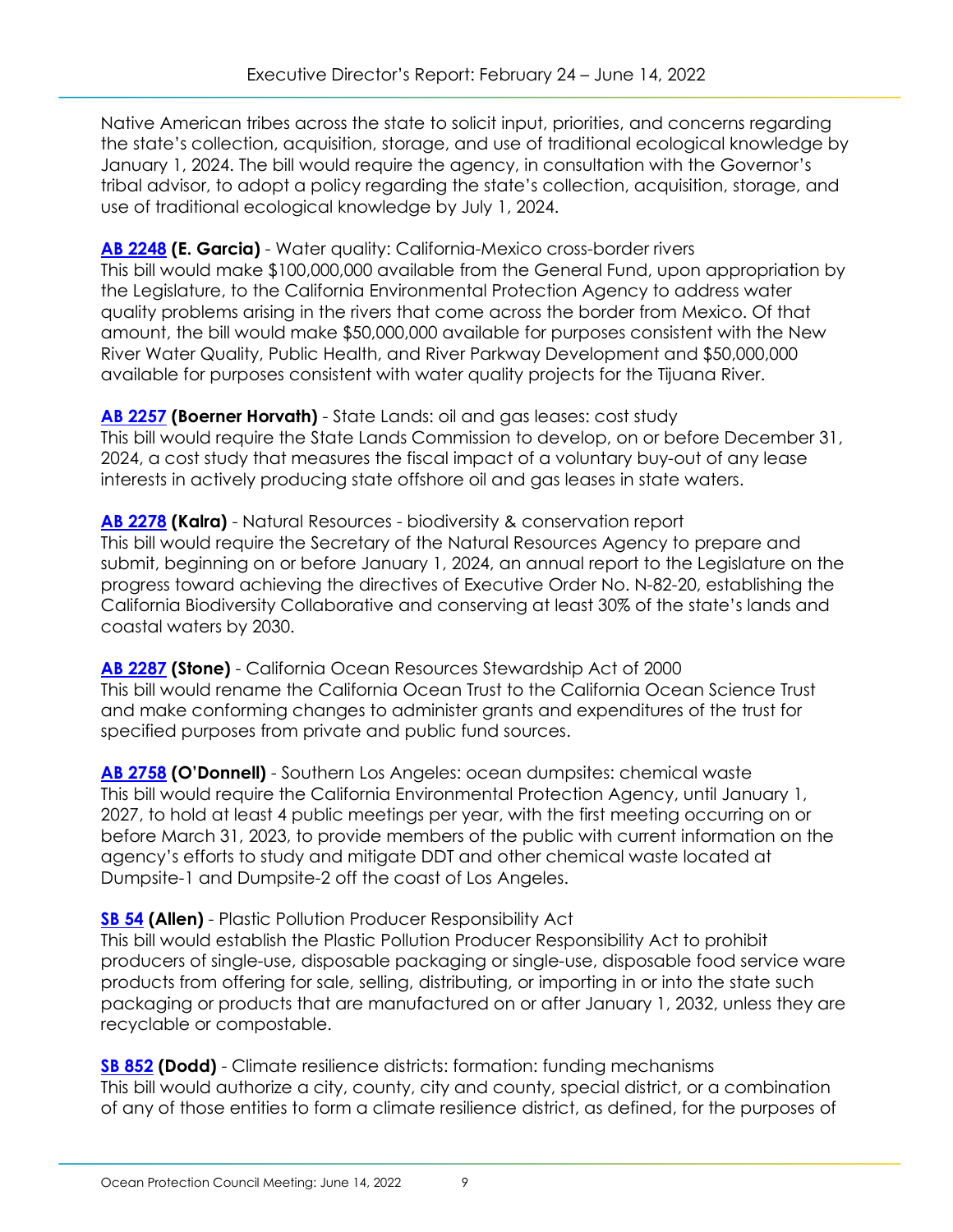Native American tribes across the state to solicit input, priorities, and concerns regarding the state's collection, acquisition, storage, and use of traditional ecological knowledge by January 1, 2024. The bill would require the agency, in consultation with the Governor's tribal advisor, to adopt a policy regarding the state's collection, acquisition, storage, and use of traditional ecological knowledge by July 1, 2024.

**AB 2248 (E. Garcia)** - Water quality: California-Mexico cross-border rivers
This bill would make $100,000,000 available from the General Fund, upon appropriation by the Legislature, to the California Environmental Protection Agency to address water quality problems arising in the rivers that come across the border from Mexico. Of that amount, the bill would make $50,000,000 available for purposes consistent with the New River Water Quality, Public Health, and River Parkway Development and $50,000,000 available for purposes consistent with water quality projects for the Tijuana River.

**AB 2257 (Boerner Horvath)** - State Lands: oil and gas leases: cost study
This bill would require the State Lands Commission to develop, on or before December 31, 2024, a cost study that measures the fiscal impact of a voluntary buy-out of any lease interests in actively producing state offshore oil and gas leases in state waters.

**AB 2278 (Kalra)** - Natural Resources - biodiversity & conservation report
This bill would require the Secretary of the Natural Resources Agency to prepare and submit, beginning on or before January 1, 2024, an annual report to the Legislature on the progress toward achieving the directives of Executive Order No. N-82-20, establishing the California Biodiversity Collaborative and conserving at least 30% of the state's lands and coastal waters by 2030.

**AB 2287 (Stone)** - California Ocean Resources Stewardship Act of 2000
This bill would rename the California Ocean Trust to the California Ocean Science Trust and make conforming changes to administer grants and expenditures of the trust for specified purposes from private and public fund sources.

**AB 2758 (O'Donnell)** - Southern Los Angeles: ocean dumpsites: chemical waste
This bill would require the California Environmental Protection Agency, until January 1, 2027, to hold at least 4 public meetings per year, with the first meeting occurring on or before March 31, 2023, to provide members of the public with current information on the agency's efforts to study and mitigate DDT and other chemical waste located at Dumpsite-1 and Dumpsite-2 off the coast of Los Angeles.

**SB 54 (Allen)** - Plastic Pollution Producer Responsibility Act
This bill would establish the Plastic Pollution Producer Responsibility Act to prohibit producers of single-use, disposable packaging or single-use, disposable food service ware products from offering for sale, selling, distributing, or importing in or into the state such packaging or products that are manufactured on or after January 1, 2032, unless they are recyclable or compostable.

**SB 852 (Dodd)** - Climate resilience districts: formation: funding mechanisms
This bill would authorize a city, county, city and county, special district, or a combination of any of those entities to form a climate resilience district, as defined, for the purposes of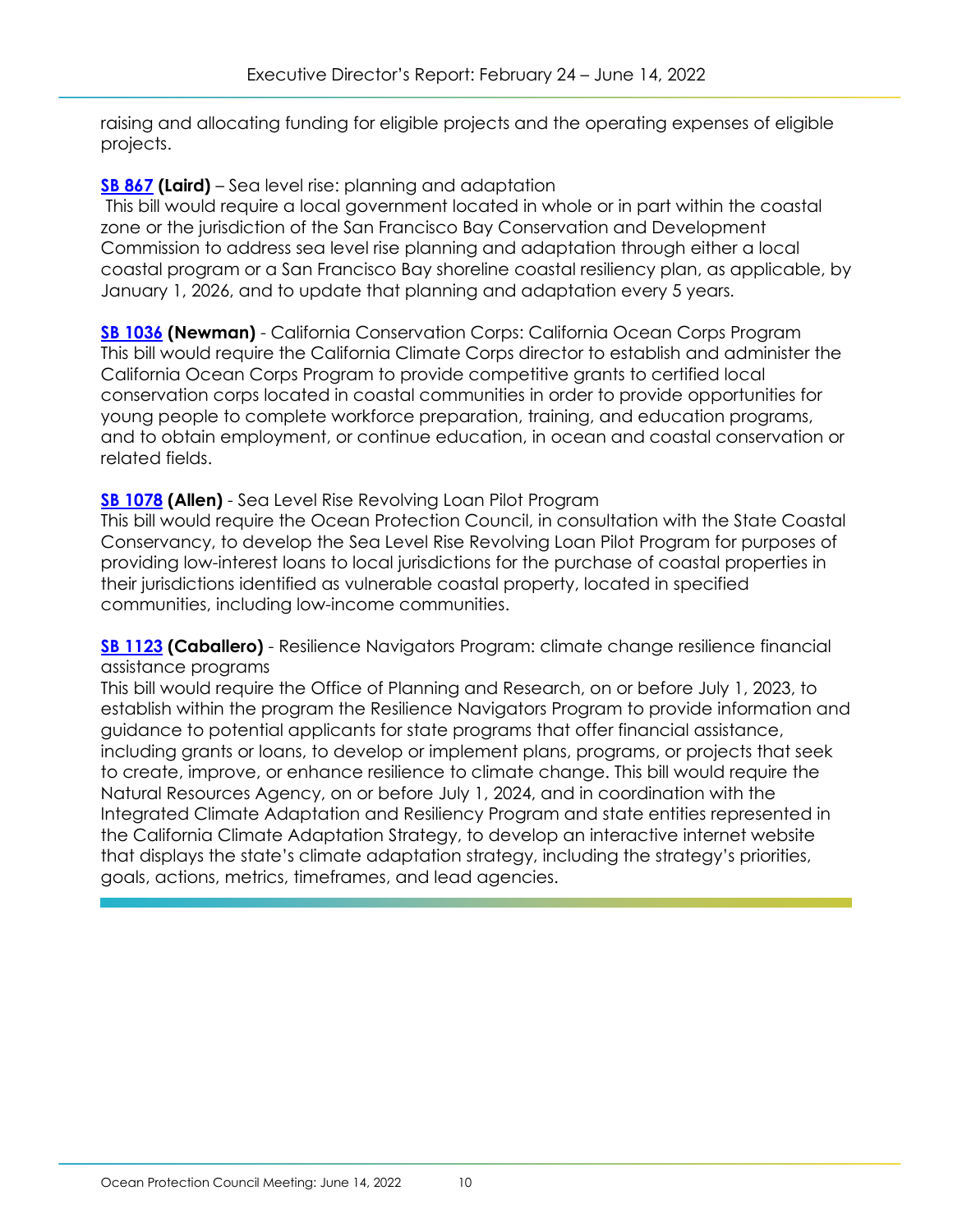raising and allocating funding for eligible projects and the operating expenses of eligible projects.

**SB 867 (Laird)** – Sea level rise: planning and adaptation
This bill would require a local government located in whole or in part within the coastal zone or the jurisdiction of the San Francisco Bay Conservation and Development Commission to address sea level rise planning and adaptation through either a local coastal program or a San Francisco Bay shoreline coastal resiliency plan, as applicable, by January 1, 2026, and to update that planning and adaptation every 5 years.

**SB 1036 (Newman)** - California Conservation Corps: California Ocean Corps Program
This bill would require the California Climate Corps director to establish and administer the California Ocean Corps Program to provide competitive grants to certified local conservation corps located in coastal communities in order to provide opportunities for young people to complete workforce preparation, training, and education programs, and to obtain employment, or continue education, in ocean and coastal conservation or related fields.

**SB 1078 (Allen)** - Sea Level Rise Revolving Loan Pilot Program
This bill would require the Ocean Protection Council, in consultation with the State Coastal Conservancy, to develop the Sea Level Rise Revolving Loan Pilot Program for purposes of providing low-interest loans to local jurisdictions for the purchase of coastal properties in their jurisdictions identified as vulnerable coastal property, located in specified communities, including low-income communities.

**SB 1123 (Caballero)** - Resilience Navigators Program: climate change resilience financial assistance programs
This bill would require the Office of Planning and Research, on or before July 1, 2023, to establish within the program the Resilience Navigators Program to provide information and guidance to potential applicants for state programs that offer financial assistance, including grants or loans, to develop or implement plans, programs, or projects that seek to create, improve, or enhance resilience to climate change. This bill would require the Natural Resources Agency, on or before July 1, 2024, and in coordination with the Integrated Climate Adaptation and Resiliency Program and state entities represented in the California Climate Adaptation Strategy, to develop an interactive internet website that displays the state's climate adaptation strategy, including the strategy's priorities, goals, actions, metrics, timeframes, and lead agencies.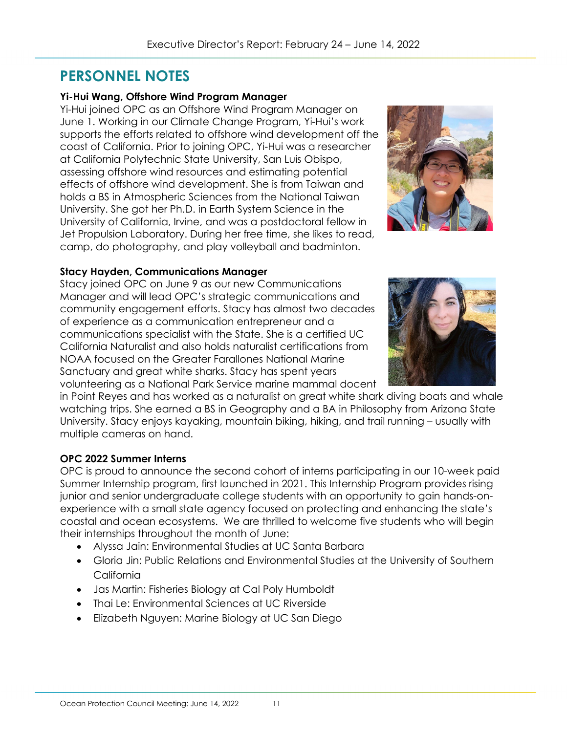## PERSONNEL NOTES

**Yi-Hui Wang, Offshore Wind Program Manager**

Yi-Hui joined OPC as an Offshore Wind Program Manager on June 1. Working in our Climate Change Program, Yi-Hui's work supports the efforts related to offshore wind development off the coast of California. Prior to joining OPC, Yi-Hui was a researcher at California Polytechnic State University, San Luis Obispo, assessing offshore wind resources and estimating potential effects of offshore wind development. She is from Taiwan and holds a BS in Atmospheric Sciences from the National Taiwan University. She got her Ph.D. in Earth System Science in the University of California, Irvine, and was a postdoctoral fellow in Jet Propulsion Laboratory. During her free time, she likes to read, camp, do photography, and play volleyball and badminton.

**Stacy Hayden, Communications Manager**

Stacy joined OPC on June 9 as our new Communications Manager and will lead OPC's strategic communications and community engagement efforts. Stacy has almost two decades of experience as a communication entrepreneur and a communications specialist with the State. She is a certified UC California Naturalist and also holds naturalist certifications from NOAA focused on the Greater Farallones National Marine Sanctuary and great white sharks. Stacy has spent years volunteering as a National Park Service marine mammal docent in Point Reyes and has worked as a naturalist on great white shark diving boats and whale watching trips. She earned a BS in Geography and a BA in Philosophy from Arizona State University. Stacy enjoys kayaking, mountain biking, hiking, and trail running – usually with multiple cameras on hand.

**OPC 2022 Summer Interns**

OPC is proud to announce the second cohort of interns participating in our 10-week paid Summer Internship program, first launched in 2021. This Internship Program provides rising junior and senior undergraduate college students with an opportunity to gain hands-on-experience with a small state agency focused on protecting and enhancing the state's coastal and ocean ecosystems. We are thrilled to welcome five students who will begin their internships throughout the month of June:

- Alyssa Jain: Environmental Studies at UC Santa Barbara
- Gloria Jin: Public Relations and Environmental Studies at the University of Southern California
- Jas Martin: Fisheries Biology at Cal Poly Humboldt
- Thai Le: Environmental Sciences at UC Riverside
- Elizabeth Nguyen: Marine Biology at UC San Diego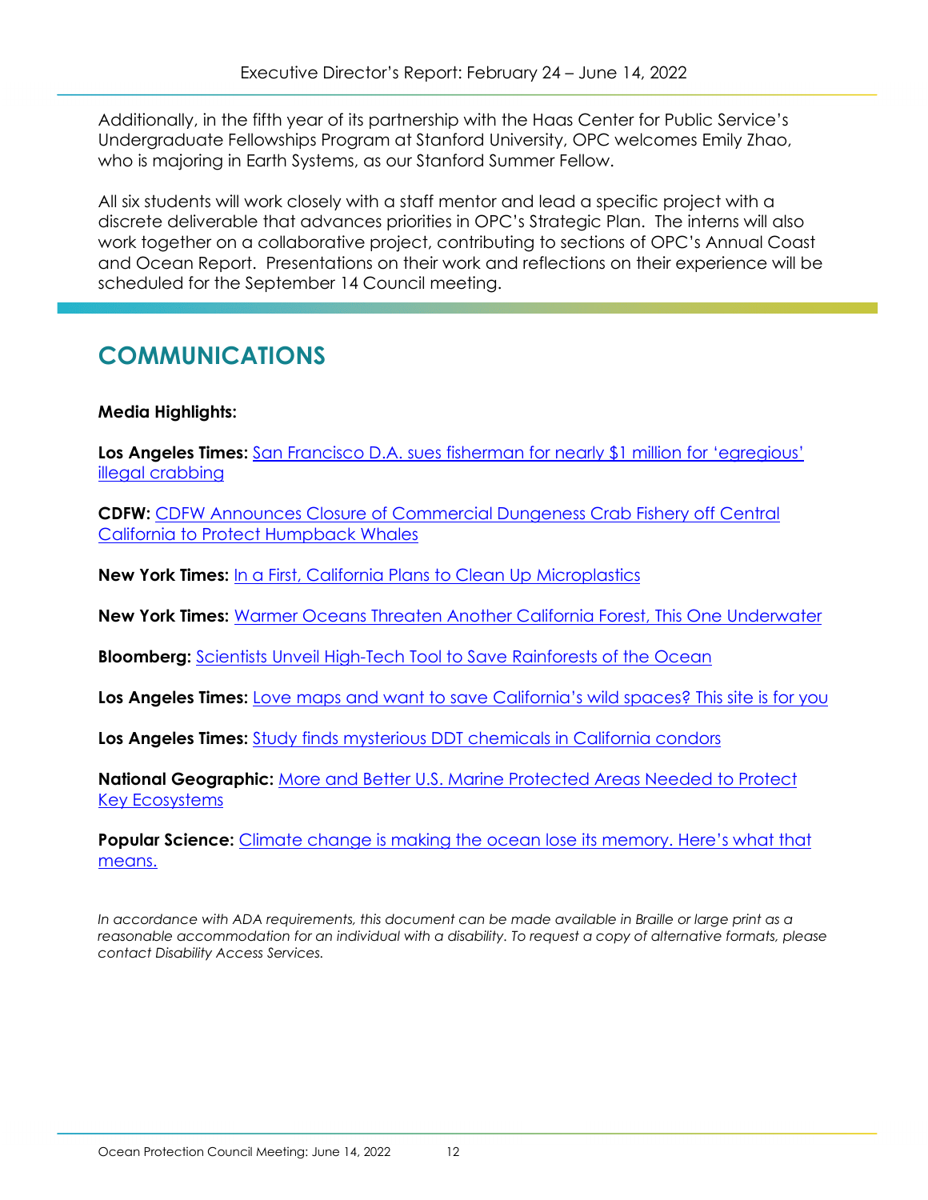Additionally, in the fifth year of its partnership with the Haas Center for Public Service's Undergraduate Fellowships Program at Stanford University, OPC welcomes Emily Zhao, who is majoring in Earth Systems, as our Stanford Summer Fellow.

All six students will work closely with a staff mentor and lead a specific project with a discrete deliverable that advances priorities in OPC's Strategic Plan. The interns will also work together on a collaborative project, contributing to sections of OPC's Annual Coast and Ocean Report. Presentations on their work and reflections on their experience will be scheduled for the September 14 Council meeting.

## COMMUNICATIONS

**Media Highlights:**

**Los Angeles Times:** San Francisco D.A. sues fisherman for nearly $1 million for 'egregious' illegal crabbing

**CDFW:** CDFW Announces Closure of Commercial Dungeness Crab Fishery off Central California to Protect Humpback Whales

**New York Times:** In a First, California Plans to Clean Up Microplastics

**New York Times:** Warmer Oceans Threaten Another California Forest, This One Underwater

**Bloomberg:** Scientists Unveil High-Tech Tool to Save Rainforests of the Ocean

**Los Angeles Times:** Love maps and want to save California's wild spaces? This site is for you

**Los Angeles Times:** Study finds mysterious DDT chemicals in California condors

**National Geographic:** More and Better U.S. Marine Protected Areas Needed to Protect Key Ecosystems

**Popular Science:** Climate change is making the ocean lose its memory. Here's what that means.

*In accordance with ADA requirements, this document can be made available in Braille or large print as a reasonable accommodation for an individual with a disability. To request a copy of alternative formats, please contact Disability Access Services.*